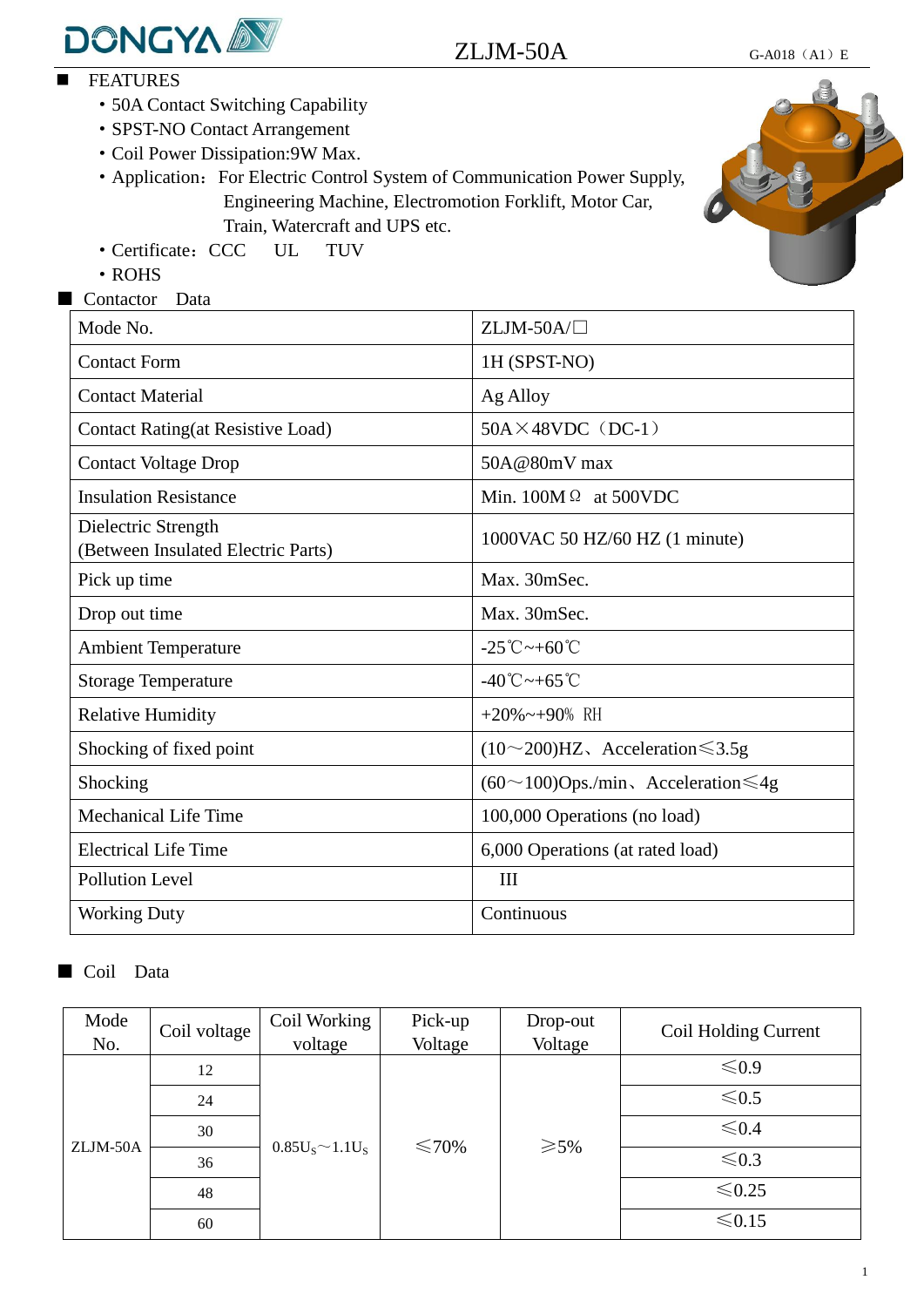# ZLJM-50A

G-A018（A1）E

## FEATURES

- 50A Contact Switching Capability
- SPST-NO Contact Arrangement
- Coil Power Dissipation:9W Max.
- Application：For Electric Control System of Communication Power Supply, Engineering Machine, Electromotion Forklift, Motor Car, Train, Watercraft and UPS etc.
- Certificate：CCC UL TUV
- ROHS

## Contactor Data

| Mode No. | ZLJM-50A/□ |
|---|---|
| Contact Form | 1H (SPST-NO) |
| Contact Material | Ag Alloy |
| Contact Rating(at Resistive Load) | 50A×48VDC（DC-1） |
| Contact Voltage Drop | 50A@80mV max |
| Insulation Resistance | Min. 100MΩ at 500VDC |
| Dielectric Strength (Between Insulated Electric Parts) | 1000VAC 50 HZ/60 HZ (1 minute) |
| Pick up time | Max. 30mSec. |
| Drop out time | Max. 30mSec. |
| Ambient Temperature | -25℃~+60℃ |
| Storage Temperature | -40℃~+65℃ |
| Relative Humidity | +20%~+90% RH |
| Shocking of fixed point | (10～200)HZ、Acceleration≤3.5g |
| Shocking | (60～100)Ops./min、Acceleration≤4g |
| Mechanical Life Time | 100,000 Operations (no load) |
| Electrical Life Time | 6,000 Operations (at rated load) |
| Pollution Level | III |
| Working Duty | Continuous |

## Coil Data

| Mode No. | Coil voltage | Coil Working voltage | Pick-up Voltage | Drop-out Voltage | Coil Holding Current |
|---|---|---|---|---|---|
| ZLJM-50A | 12 | $0.85U_S$～$1.1U_S$ | ≤70% | ≥5% | ≤0.9 |
| | 24 | | | | ≤0.5 |
| | 30 | | | | ≤0.4 |
| | 36 | | | | ≤0.3 |
| | 48 | | | | ≤0.25 |
| | 60 | | | | ≤0.15 |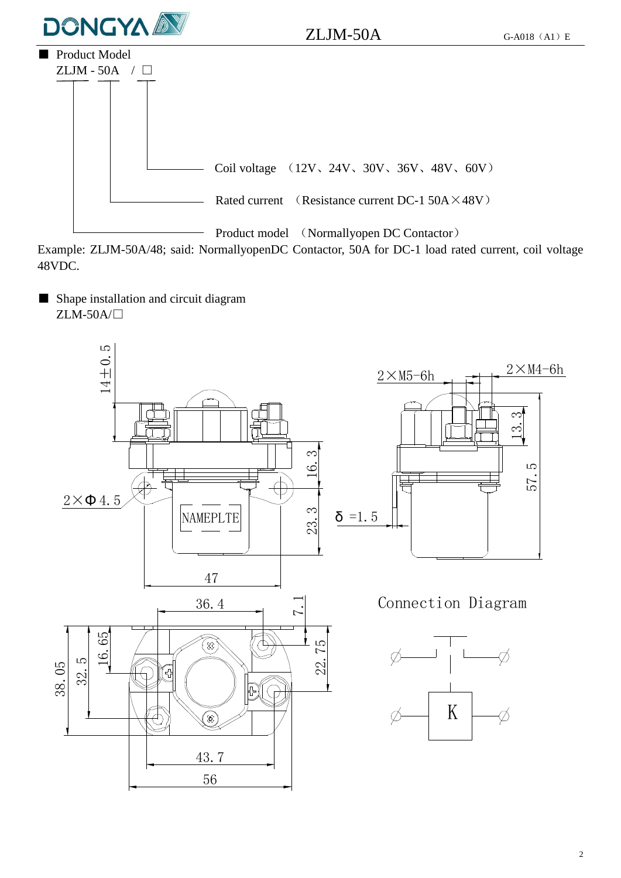## Product Model

ZLJM - 50A / □

- Coil voltage （12V、24V、30V、36V、48V、60V）
- Rated current （Resistance current DC-1 50A×48V）
- Product model （Normallyopen DC Contactor）

Example: ZLJM-50A/48; said: NormallyopenDC Contactor, 50A for DC-1 load rated current, coil voltage 48VDC.

## Shape installation and circuit diagram

ZLM-50A/□

14±0.5
2×M5-6h
2×M4-6h
13.3
16.3
57.5
2×Φ4.5
NAMEPLTE
23.3
δ =1.5
47
36.4
7.1
Connection Diagram
38.05
32.5
16.65
22.75
K
43.7
56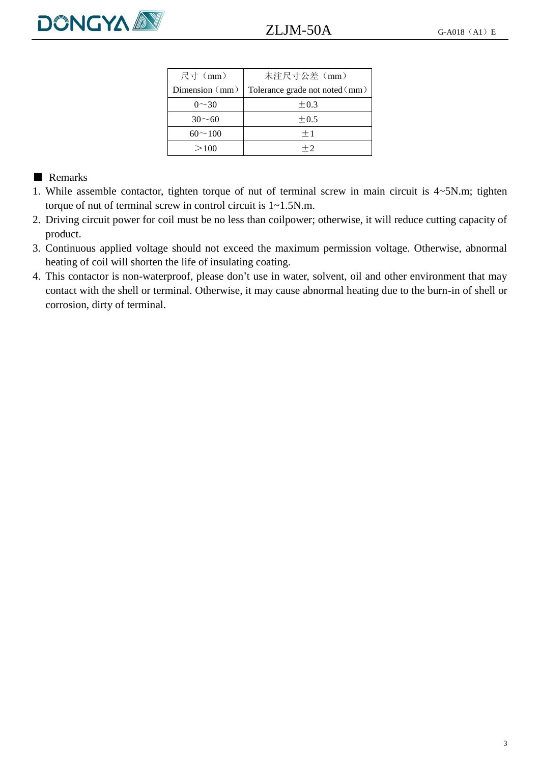| 尺寸（mm）<br>Dimension（mm） | 未注尺寸公差（mm）<br>Tolerance grade not noted（mm） |
|---|---|
| 0～30 | ±0.3 |
| 30～60 | ±0.5 |
| 60～100 | ±1 |
| ＞100 | ±2 |

■ Remarks

1. While assemble contactor, tighten torque of nut of terminal screw in main circuit is 4~5N.m; tighten torque of nut of terminal screw in control circuit is 1~1.5N.m.
2. Driving circuit power for coil must be no less than coilpower; otherwise, it will reduce cutting capacity of product.
3. Continuous applied voltage should not exceed the maximum permission voltage. Otherwise, abnormal heating of coil will shorten the life of insulating coating.
4. This contactor is non-waterproof, please don't use in water, solvent, oil and other environment that may contact with the shell or terminal. Otherwise, it may cause abnormal heating due to the burn-in of shell or corrosion, dirty of terminal.